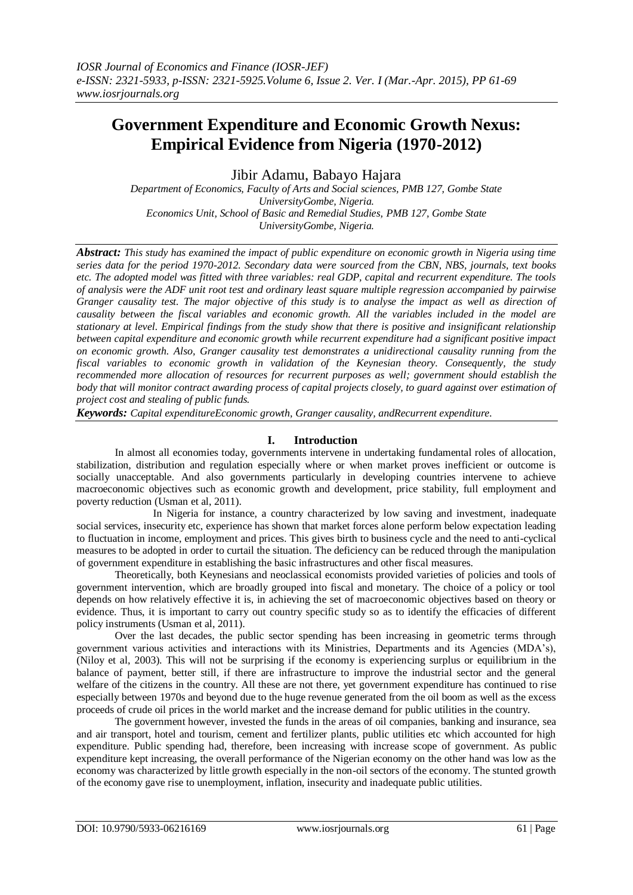# Government Expenditure and Economic Growth Nexus: Empirical Evidence from Nigeria (1970-2012)

Jibir Adamu, Babayo Hajara

*Department of Economics, Faculty of Arts and Social sciences, PMB 127, Gombe State UniversityGombe, Nigeria.*
*Economics Unit, School of Basic and Remedial Studies, PMB 127, Gombe State UniversityGombe, Nigeria.*

***Abstract:*** *This study has examined the impact of public expenditure on economic growth in Nigeria using time series data for the period 1970-2012. Secondary data were sourced from the CBN, NBS, journals, text books etc. The adopted model was fitted with three variables: real GDP, capital and recurrent expenditure. The tools of analysis were the ADF unit root test and ordinary least square multiple regression accompanied by pairwise Granger causality test. The major objective of this study is to analyse the impact as well as direction of causality between the fiscal variables and economic growth. All the variables included in the model are stationary at level. Empirical findings from the study show that there is positive and insignificant relationship between capital expenditure and economic growth while recurrent expenditure had a significant positive impact on economic growth. Also, Granger causality test demonstrates a unidirectional causality running from the fiscal variables to economic growth in validation of the Keynesian theory. Consequently, the study recommended more allocation of resources for recurrent purposes as well; government should establish the body that will monitor contract awarding process of capital projects closely, to guard against over estimation of project cost and stealing of public funds.*

***Keywords:*** *Capital expenditureEconomic growth, Granger causality, andRecurrent expenditure.*

## I. Introduction

In almost all economies today, governments intervene in undertaking fundamental roles of allocation, stabilization, distribution and regulation especially where or when market proves inefficient or outcome is socially unacceptable. And also governments particularly in developing countries intervene to achieve macroeconomic objectives such as economic growth and development, price stability, full employment and poverty reduction (Usman et al, 2011).

In Nigeria for instance, a country characterized by low saving and investment, inadequate social services, insecurity etc, experience has shown that market forces alone perform below expectation leading to fluctuation in income, employment and prices. This gives birth to business cycle and the need to anti-cyclical measures to be adopted in order to curtail the situation. The deficiency can be reduced through the manipulation of government expenditure in establishing the basic infrastructures and other fiscal measures.

Theoretically, both Keynesians and neoclassical economists provided varieties of policies and tools of government intervention, which are broadly grouped into fiscal and monetary. The choice of a policy or tool depends on how relatively effective it is, in achieving the set of macroeconomic objectives based on theory or evidence. Thus, it is important to carry out country specific study so as to identify the efficacies of different policy instruments (Usman et al, 2011).

Over the last decades, the public sector spending has been increasing in geometric terms through government various activities and interactions with its Ministries, Departments and its Agencies (MDA's), (Niloy et al, 2003). This will not be surprising if the economy is experiencing surplus or equilibrium in the balance of payment, better still, if there are infrastructure to improve the industrial sector and the general welfare of the citizens in the country. All these are not there, yet government expenditure has continued to rise especially between 1970s and beyond due to the huge revenue generated from the oil boom as well as the excess proceeds of crude oil prices in the world market and the increase demand for public utilities in the country.

The government however, invested the funds in the areas of oil companies, banking and insurance, sea and air transport, hotel and tourism, cement and fertilizer plants, public utilities etc which accounted for high expenditure. Public spending had, therefore, been increasing with increase scope of government. As public expenditure kept increasing, the overall performance of the Nigerian economy on the other hand was low as the economy was characterized by little growth especially in the non-oil sectors of the economy. The stunted growth of the economy gave rise to unemployment, inflation, insecurity and inadequate public utilities.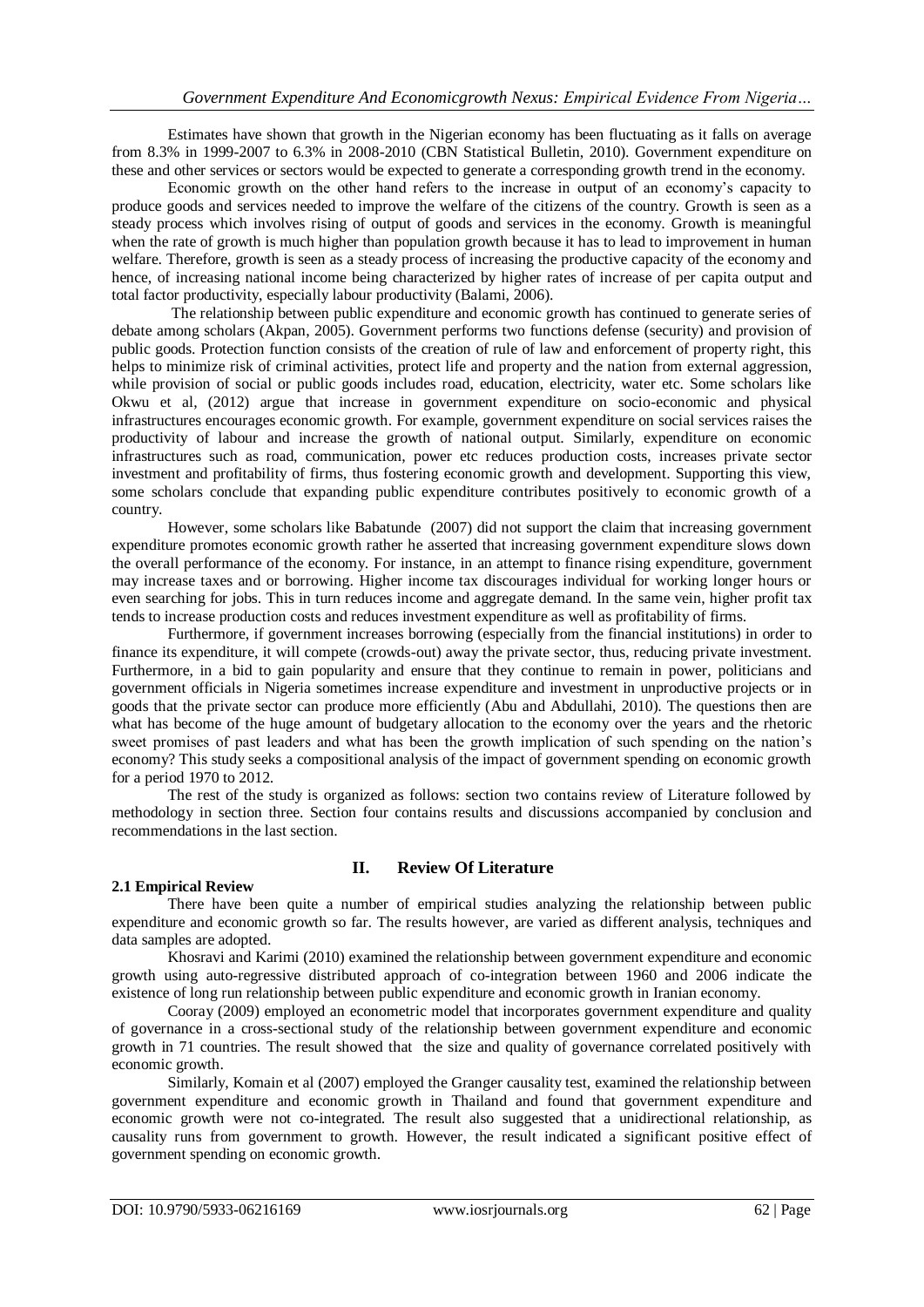Estimates have shown that growth in the Nigerian economy has been fluctuating as it falls on average from 8.3% in 1999-2007 to 6.3% in 2008-2010 (CBN Statistical Bulletin, 2010). Government expenditure on these and other services or sectors would be expected to generate a corresponding growth trend in the economy.

Economic growth on the other hand refers to the increase in output of an economy's capacity to produce goods and services needed to improve the welfare of the citizens of the country. Growth is seen as a steady process which involves rising of output of goods and services in the economy. Growth is meaningful when the rate of growth is much higher than population growth because it has to lead to improvement in human welfare. Therefore, growth is seen as a steady process of increasing the productive capacity of the economy and hence, of increasing national income being characterized by higher rates of increase of per capita output and total factor productivity, especially labour productivity (Balami, 2006).

The relationship between public expenditure and economic growth has continued to generate series of debate among scholars (Akpan, 2005). Government performs two functions defense (security) and provision of public goods. Protection function consists of the creation of rule of law and enforcement of property right, this helps to minimize risk of criminal activities, protect life and property and the nation from external aggression, while provision of social or public goods includes road, education, electricity, water etc. Some scholars like Okwu et al, (2012) argue that increase in government expenditure on socio-economic and physical infrastructures encourages economic growth. For example, government expenditure on social services raises the productivity of labour and increase the growth of national output. Similarly, expenditure on economic infrastructures such as road, communication, power etc reduces production costs, increases private sector investment and profitability of firms, thus fostering economic growth and development. Supporting this view, some scholars conclude that expanding public expenditure contributes positively to economic growth of a country.

However, some scholars like Babatunde (2007) did not support the claim that increasing government expenditure promotes economic growth rather he asserted that increasing government expenditure slows down the overall performance of the economy. For instance, in an attempt to finance rising expenditure, government may increase taxes and or borrowing. Higher income tax discourages individual for working longer hours or even searching for jobs. This in turn reduces income and aggregate demand. In the same vein, higher profit tax tends to increase production costs and reduces investment expenditure as well as profitability of firms.

Furthermore, if government increases borrowing (especially from the financial institutions) in order to finance its expenditure, it will compete (crowds-out) away the private sector, thus, reducing private investment. Furthermore, in a bid to gain popularity and ensure that they continue to remain in power, politicians and government officials in Nigeria sometimes increase expenditure and investment in unproductive projects or in goods that the private sector can produce more efficiently (Abu and Abdullahi, 2010). The questions then are what has become of the huge amount of budgetary allocation to the economy over the years and the rhetoric sweet promises of past leaders and what has been the growth implication of such spending on the nation's economy? This study seeks a compositional analysis of the impact of government spending on economic growth for a period 1970 to 2012.

The rest of the study is organized as follows: section two contains review of Literature followed by methodology in section three. Section four contains results and discussions accompanied by conclusion and recommendations in the last section.

## II. Review Of Literature

### 2.1 Empirical Review

There have been quite a number of empirical studies analyzing the relationship between public expenditure and economic growth so far. The results however, are varied as different analysis, techniques and data samples are adopted.

Khosravi and Karimi (2010) examined the relationship between government expenditure and economic growth using auto-regressive distributed approach of co-integration between 1960 and 2006 indicate the existence of long run relationship between public expenditure and economic growth in Iranian economy.

Cooray (2009) employed an econometric model that incorporates government expenditure and quality of governance in a cross-sectional study of the relationship between government expenditure and economic growth in 71 countries. The result showed that the size and quality of governance correlated positively with economic growth.

Similarly, Komain et al (2007) employed the Granger causality test, examined the relationship between government expenditure and economic growth in Thailand and found that government expenditure and economic growth were not co-integrated. The result also suggested that a unidirectional relationship, as causality runs from government to growth. However, the result indicated a significant positive effect of government spending on economic growth.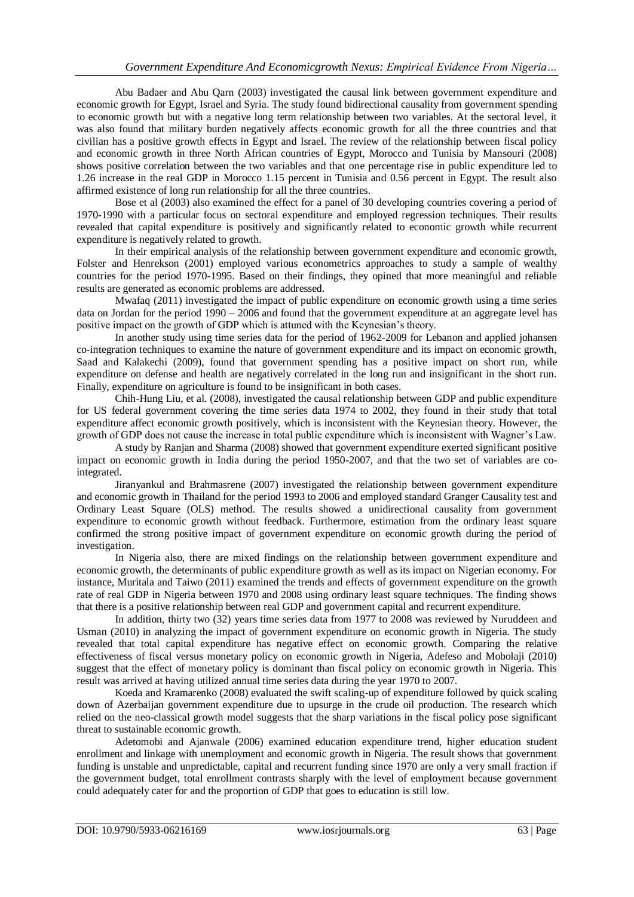Abu Badaer and Abu Qarn (2003) investigated the causal link between government expenditure and economic growth for Egypt, Israel and Syria. The study found bidirectional causality from government spending to economic growth but with a negative long term relationship between two variables. At the sectoral level, it was also found that military burden negatively affects economic growth for all the three countries and that civilian has a positive growth effects in Egypt and Israel. The review of the relationship between fiscal policy and economic growth in three North African countries of Egypt, Morocco and Tunisia by Mansouri (2008) shows positive correlation between the two variables and that one percentage rise in public expenditure led to 1.26 increase in the real GDP in Morocco 1.15 percent in Tunisia and 0.56 percent in Egypt. The result also affirmed existence of long run relationship for all the three countries.

Bose et al (2003) also examined the effect for a panel of 30 developing countries covering a period of 1970-1990 with a particular focus on sectoral expenditure and employed regression techniques. Their results revealed that capital expenditure is positively and significantly related to economic growth while recurrent expenditure is negatively related to growth.

In their empirical analysis of the relationship between government expenditure and economic growth, Folster and Henrekson (2001) employed various econometrics approaches to study a sample of wealthy countries for the period 1970-1995. Based on their findings, they opined that more meaningful and reliable results are generated as economic problems are addressed.

Mwafaq (2011) investigated the impact of public expenditure on economic growth using a time series data on Jordan for the period 1990 – 2006 and found that the government expenditure at an aggregate level has positive impact on the growth of GDP which is attuned with the Keynesian's theory.

In another study using time series data for the period of 1962-2009 for Lebanon and applied johansen co-integration techniques to examine the nature of government expenditure and its impact on economic growth, Saad and Kalakechi (2009), found that government spending has a positive impact on short run, while expenditure on defense and health are negatively correlated in the long run and insignificant in the short run. Finally, expenditure on agriculture is found to be insignificant in both cases.

Chih-Hung Liu, et al. (2008), investigated the causal relationship between GDP and public expenditure for US federal government covering the time series data 1974 to 2002, they found in their study that total expenditure affect economic growth positively, which is inconsistent with the Keynesian theory. However, the growth of GDP does not cause the increase in total public expenditure which is inconsistent with Wagner's Law.

A study by Ranjan and Sharma (2008) showed that government expenditure exerted significant positive impact on economic growth in India during the period 1950-2007, and that the two set of variables are co-integrated.

Jiranyankul and Brahmasrene (2007) investigated the relationship between government expenditure and economic growth in Thailand for the period 1993 to 2006 and employed standard Granger Causality test and Ordinary Least Square (OLS) method. The results showed a unidirectional causality from government expenditure to economic growth without feedback. Furthermore, estimation from the ordinary least square confirmed the strong positive impact of government expenditure on economic growth during the period of investigation.

In Nigeria also, there are mixed findings on the relationship between government expenditure and economic growth, the determinants of public expenditure growth as well as its impact on Nigerian economy. For instance, Muritala and Taiwo (2011) examined the trends and effects of government expenditure on the growth rate of real GDP in Nigeria between 1970 and 2008 using ordinary least square techniques. The finding shows that there is a positive relationship between real GDP and government capital and recurrent expenditure.

In addition, thirty two (32) years time series data from 1977 to 2008 was reviewed by Nuruddeen and Usman (2010) in analyzing the impact of government expenditure on economic growth in Nigeria. The study revealed that total capital expenditure has negative effect on economic growth. Comparing the relative effectiveness of fiscal versus monetary policy on economic growth in Nigeria, Adefeso and Mobolaji (2010) suggest that the effect of monetary policy is dominant than fiscal policy on economic growth in Nigeria. This result was arrived at having utilized annual time series data during the year 1970 to 2007.

Koeda and Kramarenko (2008) evaluated the swift scaling-up of expenditure followed by quick scaling down of Azerbaijan government expenditure due to upsurge in the crude oil production. The research which relied on the neo-classical growth model suggests that the sharp variations in the fiscal policy pose significant threat to sustainable economic growth.

Adetomobi and Ajanwale (2006) examined education expenditure trend, higher education student enrollment and linkage with unemployment and economic growth in Nigeria. The result shows that government funding is unstable and unpredictable, capital and recurrent funding since 1970 are only a very small fraction if the government budget, total enrollment contrasts sharply with the level of employment because government could adequately cater for and the proportion of GDP that goes to education is still low.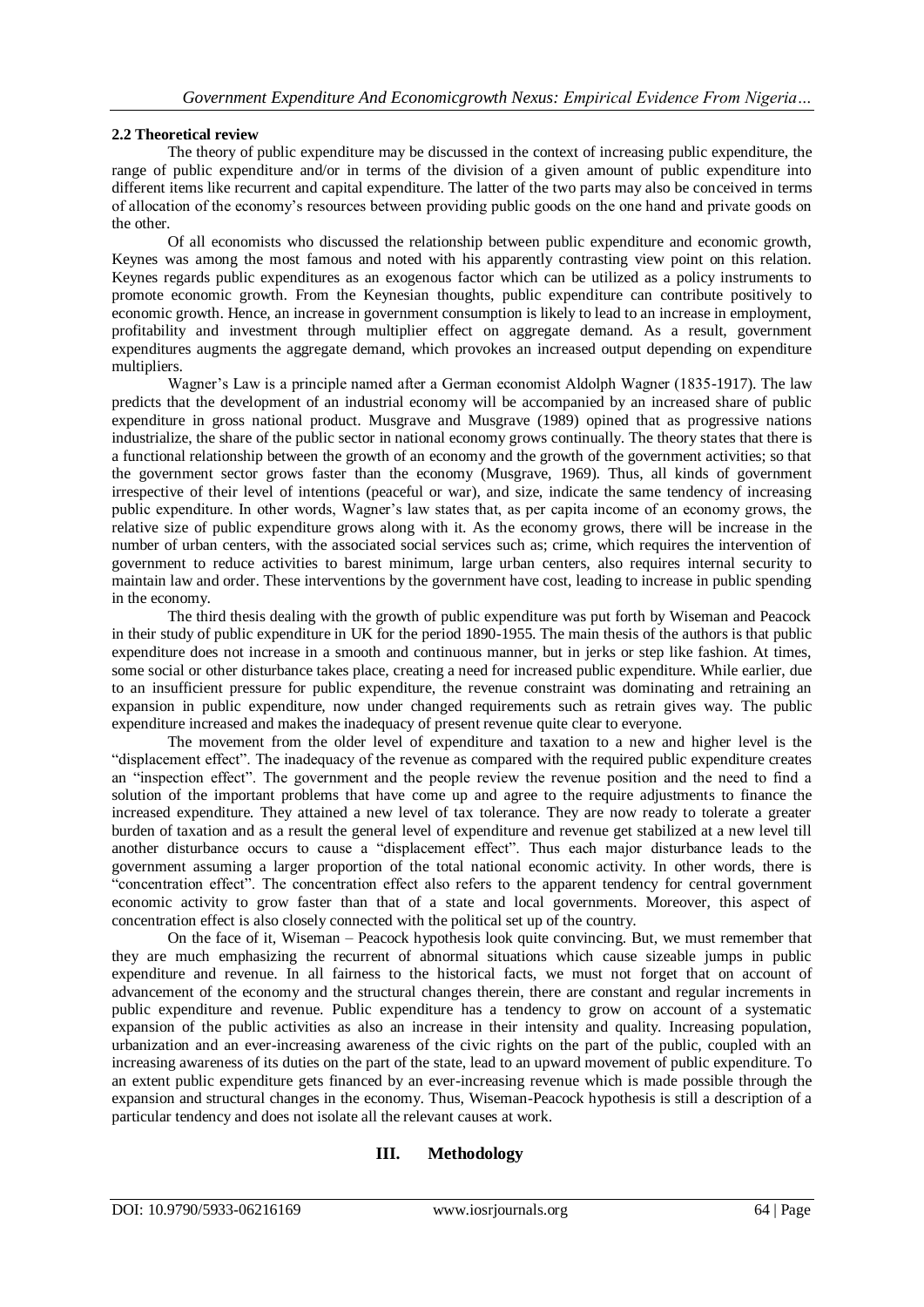### 2.2 Theoretical review

The theory of public expenditure may be discussed in the context of increasing public expenditure, the range of public expenditure and/or in terms of the division of a given amount of public expenditure into different items like recurrent and capital expenditure. The latter of the two parts may also be conceived in terms of allocation of the economy's resources between providing public goods on the one hand and private goods on the other.

Of all economists who discussed the relationship between public expenditure and economic growth, Keynes was among the most famous and noted with his apparently contrasting view point on this relation. Keynes regards public expenditures as an exogenous factor which can be utilized as a policy instruments to promote economic growth. From the Keynesian thoughts, public expenditure can contribute positively to economic growth. Hence, an increase in government consumption is likely to lead to an increase in employment, profitability and investment through multiplier effect on aggregate demand. As a result, government expenditures augments the aggregate demand, which provokes an increased output depending on expenditure multipliers.

Wagner's Law is a principle named after a German economist Aldolph Wagner (1835-1917). The law predicts that the development of an industrial economy will be accompanied by an increased share of public expenditure in gross national product. Musgrave and Musgrave (1989) opined that as progressive nations industrialize, the share of the public sector in national economy grows continually. The theory states that there is a functional relationship between the growth of an economy and the growth of the government activities; so that the government sector grows faster than the economy (Musgrave, 1969). Thus, all kinds of government irrespective of their level of intentions (peaceful or war), and size, indicate the same tendency of increasing public expenditure. In other words, Wagner's law states that, as per capita income of an economy grows, the relative size of public expenditure grows along with it. As the economy grows, there will be increase in the number of urban centers, with the associated social services such as; crime, which requires the intervention of government to reduce activities to barest minimum, large urban centers, also requires internal security to maintain law and order. These interventions by the government have cost, leading to increase in public spending in the economy.

The third thesis dealing with the growth of public expenditure was put forth by Wiseman and Peacock in their study of public expenditure in UK for the period 1890-1955. The main thesis of the authors is that public expenditure does not increase in a smooth and continuous manner, but in jerks or step like fashion. At times, some social or other disturbance takes place, creating a need for increased public expenditure. While earlier, due to an insufficient pressure for public expenditure, the revenue constraint was dominating and restraining an expansion in public expenditure, now under changed requirements such as retrain gives way. The public expenditure increased and makes the inadequacy of present revenue quite clear to everyone.

The movement from the older level of expenditure and taxation to a new and higher level is the "displacement effect". The inadequacy of the revenue as compared with the required public expenditure creates an "inspection effect". The government and the people review the revenue position and the need to find a solution of the important problems that have come up and agree to the require adjustments to finance the increased expenditure. They attained a new level of tax tolerance. They are now ready to tolerate a greater burden of taxation and as a result the general level of expenditure and revenue get stabilized at a new level till another disturbance occurs to cause a "displacement effect". Thus each major disturbance leads to the government assuming a larger proportion of the total national economic activity. In other words, there is "concentration effect". The concentration effect also refers to the apparent tendency for central government economic activity to grow faster than that of a state and local governments. Moreover, this aspect of concentration effect is also closely connected with the political set up of the country.

On the face of it, Wiseman – Peacock hypothesis look quite convincing. But, we must remember that they are much emphasizing the recurrent of abnormal situations which cause sizeable jumps in public expenditure and revenue. In all fairness to the historical facts, we must not forget that on account of advancement of the economy and the structural changes therein, there are constant and regular increments in public expenditure and revenue. Public expenditure has a tendency to grow on account of a systematic expansion of the public activities as also an increase in their intensity and quality. Increasing population, urbanization and an ever-increasing awareness of the civic rights on the part of the public, coupled with an increasing awareness of its duties on the part of the state, lead to an upward movement of public expenditure. To an extent public expenditure gets financed by an ever-increasing revenue which is made possible through the expansion and structural changes in the economy. Thus, Wiseman-Peacock hypothesis is still a description of a particular tendency and does not isolate all the relevant causes at work.

## III. Methodology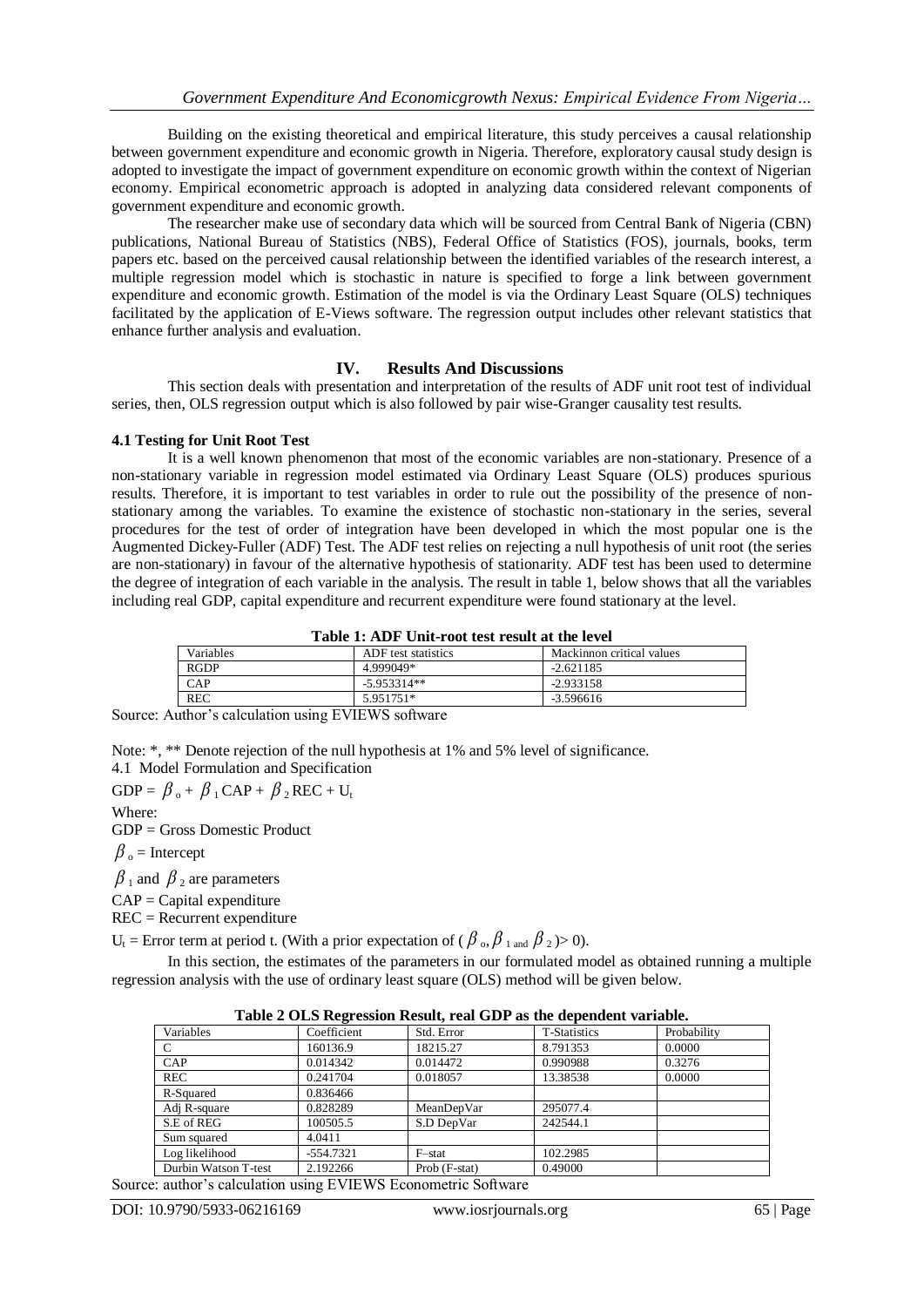Building on the existing theoretical and empirical literature, this study perceives a causal relationship between government expenditure and economic growth in Nigeria. Therefore, exploratory causal study design is adopted to investigate the impact of government expenditure on economic growth within the context of Nigerian economy. Empirical econometric approach is adopted in analyzing data considered relevant components of government expenditure and economic growth.

The researcher make use of secondary data which will be sourced from Central Bank of Nigeria (CBN) publications, National Bureau of Statistics (NBS), Federal Office of Statistics (FOS), journals, books, term papers etc. based on the perceived causal relationship between the identified variables of the research interest, a multiple regression model which is stochastic in nature is specified to forge a link between government expenditure and economic growth. Estimation of the model is via the Ordinary Least Square (OLS) techniques facilitated by the application of E-Views software. The regression output includes other relevant statistics that enhance further analysis and evaluation.

## IV. Results And Discussions

This section deals with presentation and interpretation of the results of ADF unit root test of individual series, then, OLS regression output which is also followed by pair wise-Granger causality test results.

### 4.1 Testing for Unit Root Test

It is a well known phenomenon that most of the economic variables are non-stationary. Presence of a non-stationary variable in regression model estimated via Ordinary Least Square (OLS) produces spurious results. Therefore, it is important to test variables in order to rule out the possibility of the presence of non-stationary among the variables. To examine the existence of stochastic non-stationary in the series, several procedures for the test of order of integration have been developed in which the most popular one is the Augmented Dickey-Fuller (ADF) Test. The ADF test relies on rejecting a null hypothesis of unit root (the series are non-stationary) in favour of the alternative hypothesis of stationarity. ADF test has been used to determine the degree of integration of each variable in the analysis. The result in table 1, below shows that all the variables including real GDP, capital expenditure and recurrent expenditure were found stationary at the level.

**Table 1: ADF Unit-root test result at the level**

| Variables | ADF test statistics | Mackinnon critical values |
|---|---|---|
| RGDP | 4.999049* | -2.621185 |
| CAP | -5.953314** | -2.933158 |
| REC | 5.951751* | -3.596616 |

Source: Author's calculation using EVIEWS software

Note: *, ** Denote rejection of the null hypothesis at 1% and 5% level of significance.

4.1 Model Formulation and Specification

$GDP = \beta_o + \beta_1 CAP + \beta_2 REC + U_t$

Where:

GDP = Gross Domestic Product

$\beta_o$ = Intercept

$\beta_1$ and $\beta_2$ are parameters

CAP = Capital expenditure

REC = Recurrent expenditure

$U_t$ = Error term at period t. (With a prior expectation of ($\beta_o, \beta_1$ and $\beta_2$)> 0).

In this section, the estimates of the parameters in our formulated model as obtained running a multiple regression analysis with the use of ordinary least square (OLS) method will be given below.

**Table 2 OLS Regression Result, real GDP as the dependent variable.**

| Variables | Coefficient | Std. Error | T-Statistics | Probability |
|---|---|---|---|---|
| C | 160136.9 | 18215.27 | 8.791353 | 0.0000 |
| CAP | 0.014342 | 0.014472 | 0.990988 | 0.3276 |
| REC | 0.241704 | 0.018057 | 13.38538 | 0.0000 |
| R-Squared | 0.836466 | | | |
| Adj R-square | 0.828289 | MeanDepVar | 295077.4 | |
| S.E of REG | 100505.5 | S.D DepVar | 242544.1 | |
| Sum squared | 4.0411 | | | |
| Log likelihood | -554.7321 | F–stat | 102.2985 | |
| Durbin Watson T-test | 2.192266 | Prob (F-stat) | 0.49000 | |

Source: author's calculation using EVIEWS Econometric Software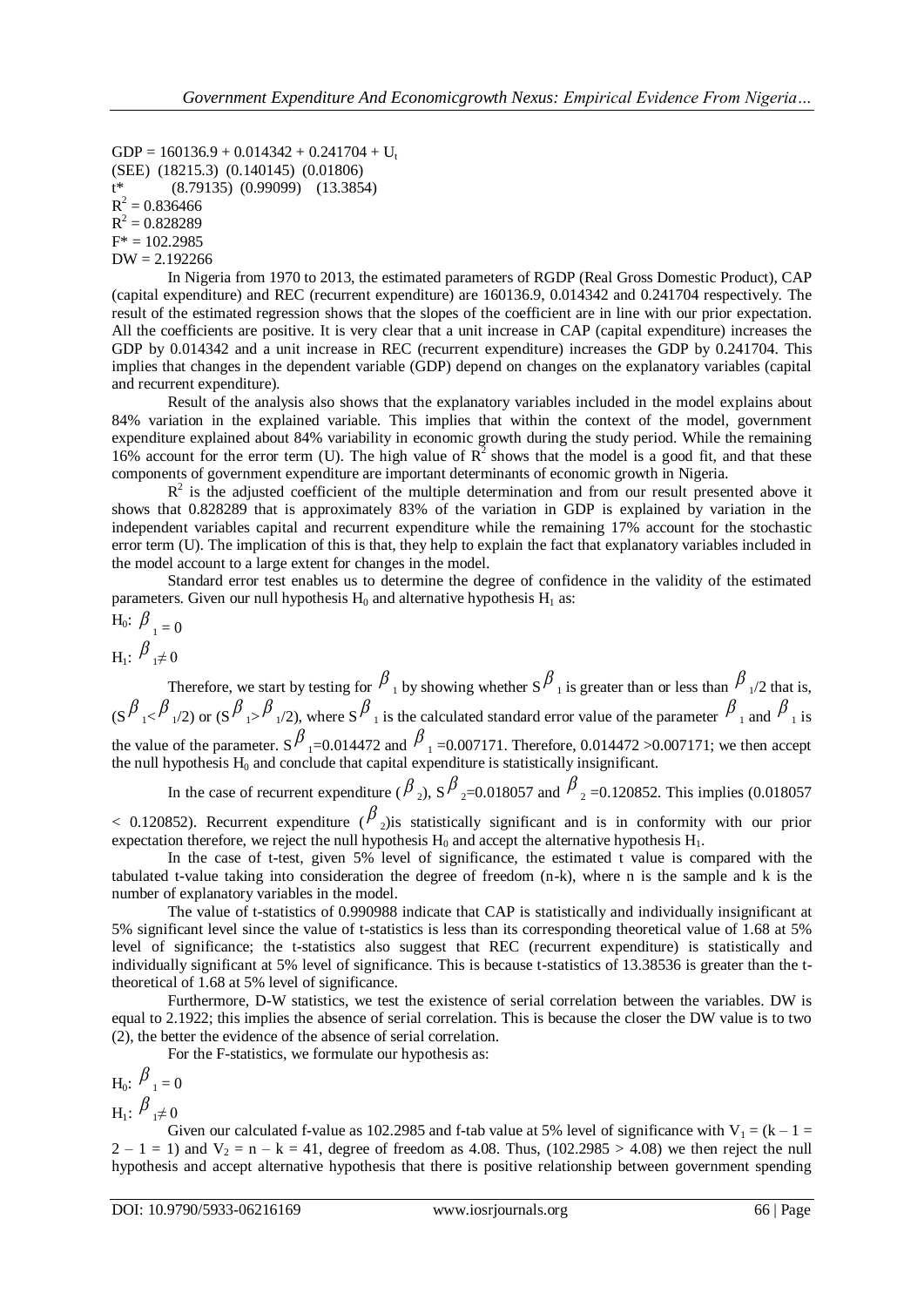$GDP = 160136.9 + 0.014342 + 0.241704 + U_t$

(SEE) (18215.3) (0.140145) (0.01806)

$t^*$ (8.79135) (0.99099) (13.3854)

$R^2 = 0.836466$

$R^2 = 0.828289$

$F^* = 102.2985$

$DW = 2.192266$

In Nigeria from 1970 to 2013, the estimated parameters of RGDP (Real Gross Domestic Product), CAP (capital expenditure) and REC (recurrent expenditure) are 160136.9, 0.014342 and 0.241704 respectively. The result of the estimated regression shows that the slopes of the coefficient are in line with our prior expectation. All the coefficients are positive. It is very clear that a unit increase in CAP (capital expenditure) increases the GDP by 0.014342 and a unit increase in REC (recurrent expenditure) increases the GDP by 0.241704. This implies that changes in the dependent variable (GDP) depend on changes on the explanatory variables (capital and recurrent expenditure).

Result of the analysis also shows that the explanatory variables included in the model explains about 84% variation in the explained variable. This implies that within the context of the model, government expenditure explained about 84% variability in economic growth during the study period. While the remaining 16% account for the error term (U). The high value of $R^2$ shows that the model is a good fit, and that these components of government expenditure are important determinants of economic growth in Nigeria.

$R^2$ is the adjusted coefficient of the multiple determination and from our result presented above it shows that 0.828289 that is approximately 83% of the variation in GDP is explained by variation in the independent variables capital and recurrent expenditure while the remaining 17% account for the stochastic error term (U). The implication of this is that, they help to explain the fact that explanatory variables included in the model account to a large extent for changes in the model.

Standard error test enables us to determine the degree of confidence in the validity of the estimated parameters. Given our null hypothesis $H_0$ and alternative hypothesis $H_1$ as:

$H_0$: $\beta_1 = 0$

$H_1$: $\beta_1 \neq 0$

Therefore, we start by testing for $\beta_1$ by showing whether $S\beta_1$ is greater than or less than $\beta_1/2$ that is, $(S\beta_1 < \beta_1/2)$ or $(S\beta_1 > \beta_1/2)$, where $S\beta_1$ is the calculated standard error value of the parameter $\beta_1$ and $\beta_1$ is the value of the parameter. $S\beta_1$=0.014472 and $\beta_1$ =0.007171. Therefore, 0.014472 >0.007171; we then accept the null hypothesis $H_0$ and conclude that capital expenditure is statistically insignificant.

In the case of recurrent expenditure ($\beta_2$), $S\beta_2$=0.018057 and $\beta_2$ =0.120852. This implies (0.018057 < 0.120852). Recurrent expenditure ($\beta_2$)is statistically significant and is in conformity with our prior expectation therefore, we reject the null hypothesis $H_0$ and accept the alternative hypothesis $H_1$.

In the case of t-test, given 5% level of significance, the estimated t value is compared with the tabulated t-value taking into consideration the degree of freedom (n-k), where n is the sample and k is the number of explanatory variables in the model.

The value of t-statistics of 0.990988 indicate that CAP is statistically and individually insignificant at 5% significant level since the value of t-statistics is less than its corresponding theoretical value of 1.68 at 5% level of significance; the t-statistics also suggest that REC (recurrent expenditure) is statistically and individually significant at 5% level of significance. This is because t-statistics of 13.38536 is greater than the t-theoretical of 1.68 at 5% level of significance.

Furthermore, D-W statistics, we test the existence of serial correlation between the variables. DW is equal to 2.1922; this implies the absence of serial correlation. This is because the closer the DW value is to two (2), the better the evidence of the absence of serial correlation.

For the F-statistics, we formulate our hypothesis as:

$H_0$: $\beta_1 = 0$

$H_1$: $\beta_1 \neq 0$

Given our calculated f-value as 102.2985 and f-tab value at 5% level of significance with $V_1 = (k - 1 = 2 - 1 = 1)$ and $V_2 = n - k = 41$, degree of freedom as 4.08. Thus, (102.2985 > 4.08) we then reject the null hypothesis and accept alternative hypothesis that there is positive relationship between government spending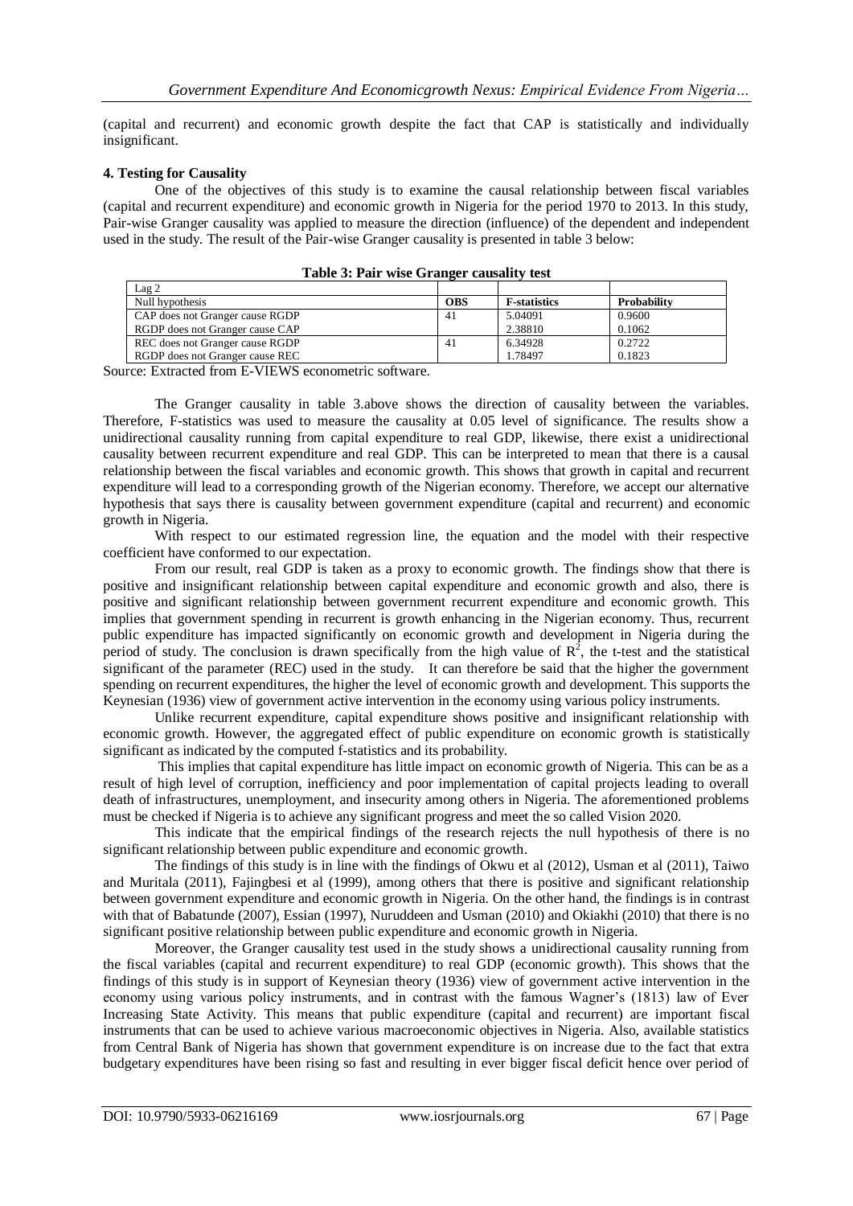(capital and recurrent) and economic growth despite the fact that CAP is statistically and individually insignificant.

### 4. Testing for Causality

One of the objectives of this study is to examine the causal relationship between fiscal variables (capital and recurrent expenditure) and economic growth in Nigeria for the period 1970 to 2013. In this study, Pair-wise Granger causality was applied to measure the direction (influence) of the dependent and independent used in the study. The result of the Pair-wise Granger causality is presented in table 3 below:

**Table 3: Pair wise Granger causality test**

| Lag 2 | | | |
|---|---|---|---|
| Null hypothesis | **OBS** | **F-statistics** | **Probability** |
| CAP does not Granger cause RGDP | 41 | 5.04091 | 0.9600 |
| RGDP does not Granger cause CAP | | 2.38810 | 0.1062 |
| REC does not Granger cause RGDP | 41 | 6.34928 | 0.2722 |
| RGDP does not Granger cause REC | | 1.78497 | 0.1823 |

Source: Extracted from E-VIEWS econometric software.

The Granger causality in table 3.above shows the direction of causality between the variables. Therefore, F-statistics was used to measure the causality at 0.05 level of significance. The results show a unidirectional causality running from capital expenditure to real GDP, likewise, there exist a unidirectional causality between recurrent expenditure and real GDP. This can be interpreted to mean that there is a causal relationship between the fiscal variables and economic growth. This shows that growth in capital and recurrent expenditure will lead to a corresponding growth of the Nigerian economy. Therefore, we accept our alternative hypothesis that says there is causality between government expenditure (capital and recurrent) and economic growth in Nigeria.

With respect to our estimated regression line, the equation and the model with their respective coefficient have conformed to our expectation.

From our result, real GDP is taken as a proxy to economic growth. The findings show that there is positive and insignificant relationship between capital expenditure and economic growth and also, there is positive and significant relationship between government recurrent expenditure and economic growth. This implies that government spending in recurrent is growth enhancing in the Nigerian economy. Thus, recurrent public expenditure has impacted significantly on economic growth and development in Nigeria during the period of study. The conclusion is drawn specifically from the high value of $R^2$, the t-test and the statistical significant of the parameter (REC) used in the study. It can therefore be said that the higher the government spending on recurrent expenditures, the higher the level of economic growth and development. This supports the Keynesian (1936) view of government active intervention in the economy using various policy instruments.

Unlike recurrent expenditure, capital expenditure shows positive and insignificant relationship with economic growth. However, the aggregated effect of public expenditure on economic growth is statistically significant as indicated by the computed f-statistics and its probability.

This implies that capital expenditure has little impact on economic growth of Nigeria. This can be as a result of high level of corruption, inefficiency and poor implementation of capital projects leading to overall death of infrastructures, unemployment, and insecurity among others in Nigeria. The aforementioned problems must be checked if Nigeria is to achieve any significant progress and meet the so called Vision 2020.

This indicate that the empirical findings of the research rejects the null hypothesis of there is no significant relationship between public expenditure and economic growth.

The findings of this study is in line with the findings of Okwu et al (2012), Usman et al (2011), Taiwo and Muritala (2011), Fajingbesi et al (1999), among others that there is positive and significant relationship between government expenditure and economic growth in Nigeria. On the other hand, the findings is in contrast with that of Babatunde (2007), Essian (1997), Nuruddeen and Usman (2010) and Okiakhi (2010) that there is no significant positive relationship between public expenditure and economic growth in Nigeria.

Moreover, the Granger causality test used in the study shows a unidirectional causality running from the fiscal variables (capital and recurrent expenditure) to real GDP (economic growth). This shows that the findings of this study is in support of Keynesian theory (1936) view of government active intervention in the economy using various policy instruments, and in contrast with the famous Wagner's (1813) law of Ever Increasing State Activity. This means that public expenditure (capital and recurrent) are important fiscal instruments that can be used to achieve various macroeconomic objectives in Nigeria. Also, available statistics from Central Bank of Nigeria has shown that government expenditure is on increase due to the fact that extra budgetary expenditures have been rising so fast and resulting in ever bigger fiscal deficit hence over period of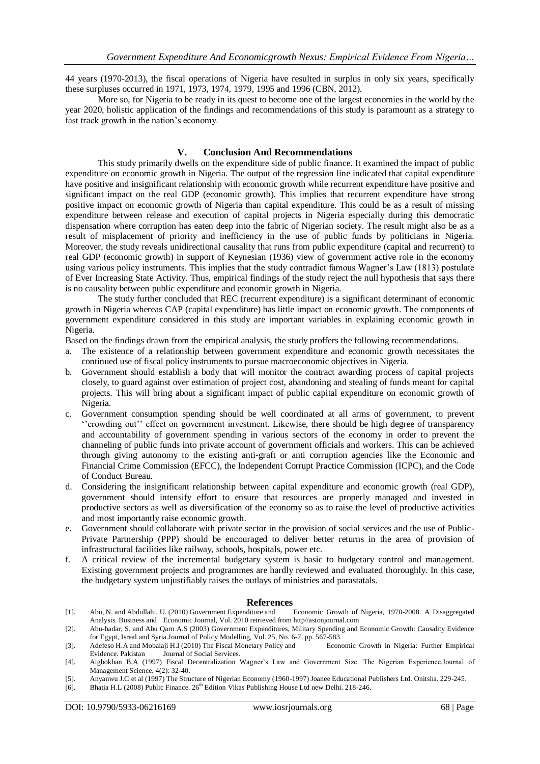44 years (1970-2013), the fiscal operations of Nigeria have resulted in surplus in only six years, specifically these surpluses occurred in 1971, 1973, 1974, 1979, 1995 and 1996 (CBN, 2012).

More so, for Nigeria to be ready in its quest to become one of the largest economies in the world by the year 2020, holistic application of the findings and recommendations of this study is paramount as a strategy to fast track growth in the nation's economy.

## V. Conclusion And Recommendations

This study primarily dwells on the expenditure side of public finance. It examined the impact of public expenditure on economic growth in Nigeria. The output of the regression line indicated that capital expenditure have positive and insignificant relationship with economic growth while recurrent expenditure have positive and significant impact on the real GDP (economic growth). This implies that recurrent expenditure have strong positive impact on economic growth of Nigeria than capital expenditure. This could be as a result of missing expenditure between release and execution of capital projects in Nigeria especially during this democratic dispensation where corruption has eaten deep into the fabric of Nigerian society. The result might also be as a result of misplacement of priority and inefficiency in the use of public funds by politicians in Nigeria. Moreover, the study reveals unidirectional causality that runs from public expenditure (capital and recurrent) to real GDP (economic growth) in support of Keynesian (1936) view of government active role in the economy using various policy instruments. This implies that the study contradict famous Wagner's Law (1813) postulate of Ever Increasing State Activity. Thus, empirical findings of the study reject the null hypothesis that says there is no causality between public expenditure and economic growth in Nigeria.

The study further concluded that REC (recurrent expenditure) is a significant determinant of economic growth in Nigeria whereas CAP (capital expenditure) has little impact on economic growth. The components of government expenditure considered in this study are important variables in explaining economic growth in Nigeria.

Based on the findings drawn from the empirical analysis, the study proffers the following recommendations.

a. The existence of a relationship between government expenditure and economic growth necessitates the continued use of fiscal policy instruments to pursue macroeconomic objectives in Nigeria.
b. Government should establish a body that will monitor the contract awarding process of capital projects closely, to guard against over estimation of project cost, abandoning and stealing of funds meant for capital projects. This will bring about a significant impact of public capital expenditure on economic growth of Nigeria.
c. Government consumption spending should be well coordinated at all arms of government, to prevent ''crowding out'' effect on government investment. Likewise, there should be high degree of transparency and accountability of government spending in various sectors of the economy in order to prevent the channeling of public funds into private account of government officials and workers. This can be achieved through giving autonomy to the existing anti-graft or anti corruption agencies like the Economic and Financial Crime Commission (EFCC), the Independent Corrupt Practice Commission (ICPC), and the Code of Conduct Bureau.
d. Considering the insignificant relationship between capital expenditure and economic growth (real GDP), government should intensify effort to ensure that resources are properly managed and invested in productive sectors as well as diversification of the economy so as to raise the level of productive activities and most importantly raise economic growth.
e. Government should collaborate with private sector in the provision of social services and the use of Public-Private Partnership (PPP) should be encouraged to deliver better returns in the area of provision of infrastructural facilities like railway, schools, hospitals, power etc.
f. A critical review of the incremental budgetary system is basic to budgetary control and management. Existing government projects and programmes are hardly reviewed and evaluated thoroughly. In this case, the budgetary system unjustifiably raises the outlays of ministries and parastatals.

## References

[1]. Abu, N. and Abdullahi, U. (2010) Government Expenditure and Economic Growth of Nigeria, 1970-2008. A Disaggregated Analysis. Business and Economic Journal, Vol. 2010 retrieved from http//astonjournal.com

[2]. Abu-badar, S. and Abu Qarn A.S (2003) Government Expenditures, Military Spending and Economic Growth: Causality Evidence for Egypt, Isreal and Syria.Journal of Policy Modelling, Vol. 25, No. 6-7, pp. 567-583.

[3]. Adefeso H.A and Mobalaji H.I (2010) The Fiscal Monetary Policy and Economic Growth in Nigeria: Further Empirical Evidence. Pakistan Journal of Social Services.

[4]. Aigbokhan B.A (1997) Fiscal Decentralization Wagner's Law and Government Size. The Nigerian Experience.Journal of Management Science. 4(2): 32-40.

[5]. Anyanwu J.C et al (1997) The Structure of Nigerian Economy (1960-1997) Joanee Educational Publishers Ltd. Onitsha. 229-245.

[6]. Bhatia H.L (2008) Public Finance. 26th Edition Vikas Publishing House Ltd new Delhi. 218-246.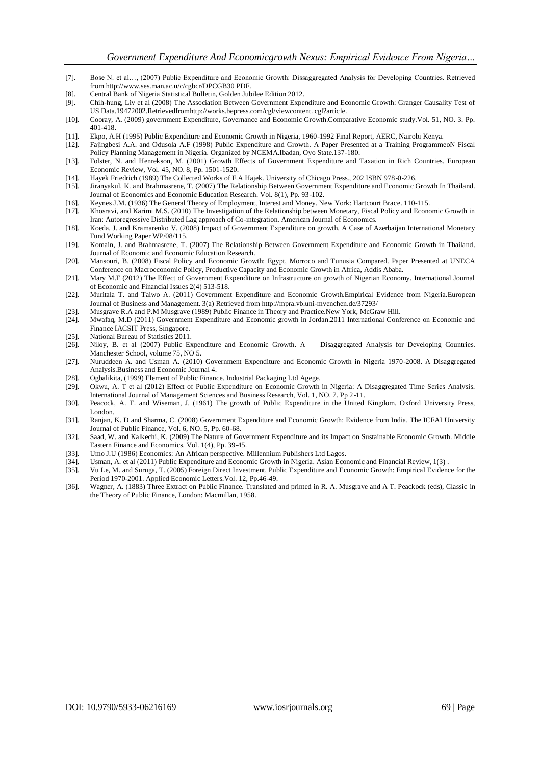[7]. Bose N. et al…, (2007) Public Expenditure and Economic Growth: Dissaggregated Analysis for Developing Countries. Retrieved from http://www.ses.man.ac.u/c/cgbcr/DPCGB30 PDF.

[8]. Central Bank of Nigeria Statistical Bulletin, Golden Jubilee Edition 2012.

[9]. Chih-hung, Liv et al (2008) The Association Between Government Expenditure and Economic Growth: Granger Causality Test of US Data.19472002.Retrievedfromhttp://works.bepress.com/cgl/viewcontent. cgl?article.

[10]. Cooray, A. (2009) government Expenditure, Governance and Economic Growth.Comparative Economic study.Vol. 51, NO. 3. Pp. 401-418.

[11]. Ekpo, A.H (1995) Public Expenditure and Economic Growth in Nigeria, 1960-1992 Final Report, AERC, Nairobi Kenya.

[12]. Fajingbesi A.A. and Odusola A.F (1998) Public Expenditure and Growth. A Paper Presented at a Training ProgrammeoN Fiscal Policy Planning Management in Nigeria. Organized by NCEMA.Ibadan, Oyo State.137-180.

[13]. Folster, N. and Henrekson, M. (2001) Growth Effects of Government Expenditure and Taxation in Rich Countries. European Economic Review, Vol. 45, NO. 8, Pp. 1501-1520.

[14]. Hayek Friedrich (1989) The Collected Works of F.A Hajek. University of Chicago Press., 202 ISBN 978-0-226.

[15]. Jiranyakul, K. and Brahmasrene, T. (2007) The Relationship Between Government Expenditure and Economic Growth In Thailand. Journal of Economics and Economic Education Research. Vol. 8(1), Pp. 93-102.

[16]. Keynes J.M. (1936) The General Theory of Employment, Interest and Money. New York: Hartcourt Brace. 110-115.

[17]. Khosravi, and Karimi M.S. (2010) The Investigation of the Relationship between Monetary, Fiscal Policy and Economic Growth in Iran: Autoregressive Distributed Lag approach of Co-integration. American Journal of Economics.

[18]. Koeda, J. and Kramarenko V. (2008) Impact of Government Expenditure on growth. A Case of Azerbaijan International Monetary Fund Working Paper WP/08/115.

[19]. Komain, J. and Brahmasrene, T. (2007) The Relationship Between Government Expenditure and Economic Growth in Thailand. Journal of Economic and Economic Education Research.

[20]. Mansouri, B. (2008) Fiscal Policy and Economic Growth: Egypt, Morroco and Tunusia Compared. Paper Presented at UNECA Conference on Macroeconomic Policy, Productive Capacity and Economic Growth in Africa, Addis Ababa.

[21]. Mary M.F (2012) The Effect of Government Expenditure on Infrastructure on growth of Nigerian Economy. International Journal of Economic and Financial Issues 2(4) 513-518.

[22]. Muritala T. and Taiwo A. (2011) Government Expenditure and Economic Growth.Empirical Evidence from Nigeria.European Journal of Business and Management. 3(a) Retrieved from http://mpra.vb.uni-mvenchen.de/37293/

[23]. Musgrave R.A and P.M Musgrave (1989) Public Finance in Theory and Practice.New York, McGraw Hill.

[24]. Mwafaq, M.D (2011) Government Expenditure and Economic growth in Jordan.2011 International Conference on Economic and Finance IACSIT Press, Singapore.

[25]. National Bureau of Statistics 2011.

[26]. Niloy, B. et al (2007) Public Expenditure and Economic Growth. A Disaggregated Analysis for Developing Countries. Manchester School, volume 75, NO 5.

[27]. Nuruddeen A. and Usman A. (2010) Government Expenditure and Economic Growth in Nigeria 1970-2008. A Disaggregated Analysis.Business and Economic Journal 4.

[28]. Ogbalikita, (1999) Element of Public Finance. Industrial Packaging Ltd Agege.

[29]. Okwu, A. T et al (2012) Effect of Public Expenditure on Economic Growth in Nigeria: A Disaggregated Time Series Analysis. International Journal of Management Sciences and Business Research, Vol. 1, NO. 7. Pp 2-11.

[30]. Peacock, A. T. and Wiseman, J. (1961) The growth of Public Expenditure in the United Kingdom. Oxford University Press, London.

[31]. Ranjan, K. D and Sharma, C. (2008) Government Expenditure and Economic Growth: Evidence from India. The ICFAI University Journal of Public Finance, Vol. 6, NO. 5, Pp. 60-68.

[32]. Saad, W. and Kalkechi, K. (2009) The Nature of Government Expenditure and its Impact on Sustainable Economic Growth. Middle Eastern Finance and Economics. Vol. 1(4), Pp. 39-45.

[33]. Umo J.U (1986) Economics: An African perspective. Millennium Publishers Ltd Lagos.

[34]. Usman, A. et al (2011) Public Expenditure and Economic Growth in Nigeria. Asian Economic and Financial Review, 1(3) .

[35]. Vu Le, M. and Suruga, T. (2005) Foreign Direct Investment, Public Expenditure and Economic Growth: Empirical Evidence for the Period 1970-2001. Applied Economic Letters.Vol. 12, Pp.46-49.

[36]. Wagner, A. (1883) Three Extract on Public Finance. Translated and printed in R. A. Musgrave and A T. Peackock (eds), Classic in the Theory of Public Finance, London: Macmillan, 1958.